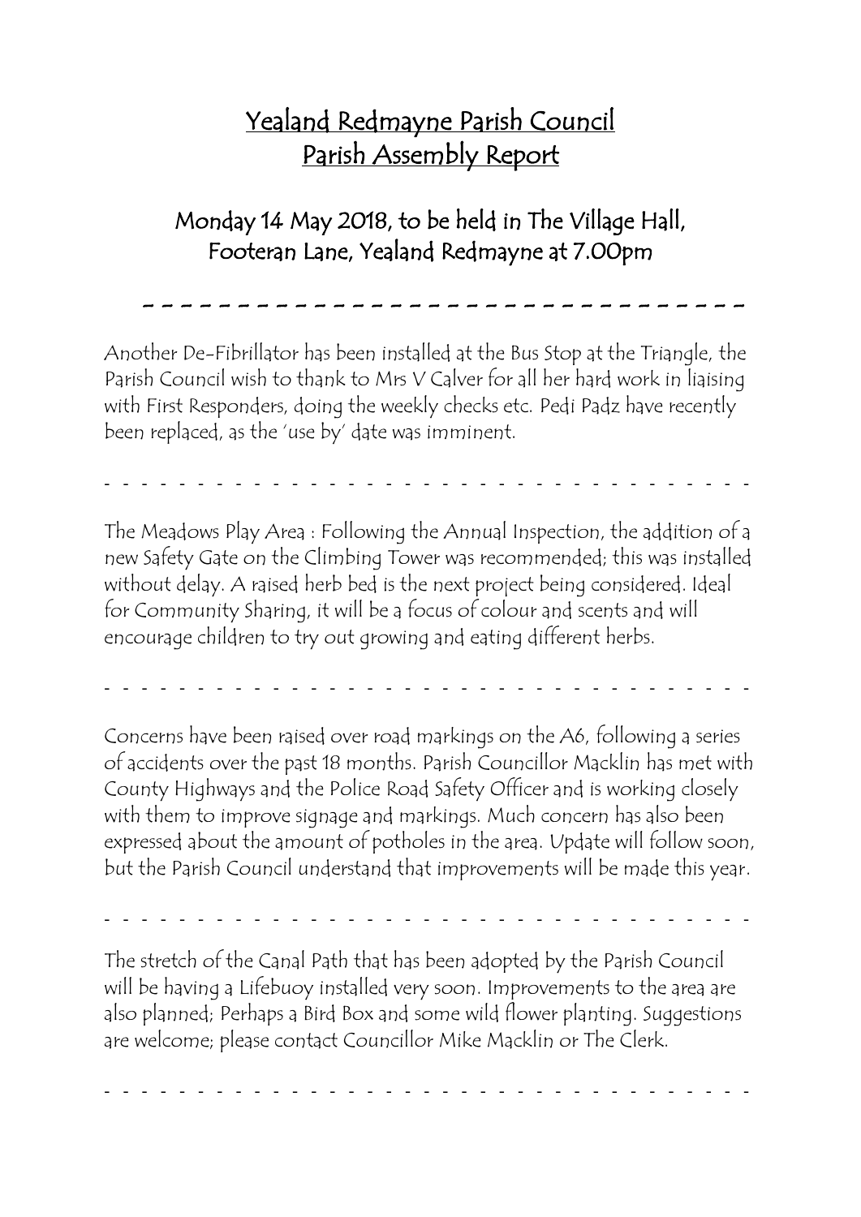# Yealand Redmayne Parish Council
## Parish Assembly Report

### Monday 14 May 2018, to be held in The Village Hall, Footeran Lane, Yealand Redmayne at 7.00pm

---

Another De-Fibrillator has been installed at the Bus Stop at the Triangle, the Parish Council wish to thank to Mrs V Calver for all her hard work in liaising with First Responders, doing the weekly checks etc. Pedi Padz have recently been replaced, as the 'use by' date was imminent.

---

The Meadows Play Area : Following the Annual Inspection, the addition of a new Safety Gate on the Climbing Tower was recommended; this was installed without delay. A raised herb bed is the next project being considered. Ideal for Community Sharing, it will be a focus of colour and scents and will encourage children to try out growing and eating different herbs.

---

Concerns have been raised over road markings on the A6, following a series of accidents over the past 18 months. Parish Councillor Macklin has met with County Highways and the Police Road Safety Officer and is working closely with them to improve signage and markings. Much concern has also been expressed about the amount of potholes in the area. Update will follow soon, but the Parish Council understand that improvements will be made this year.

---

The stretch of the Canal Path that has been adopted by the Parish Council will be having a Lifebuoy installed very soon. Improvements to the area are also planned; Perhaps a Bird Box and some wild flower planting. Suggestions are welcome; please contact Councillor Mike Macklin or The Clerk.

---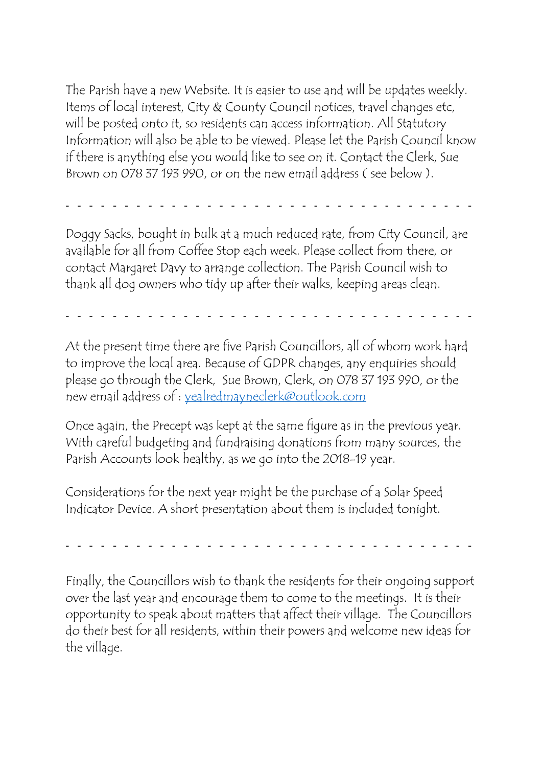The Parish have a new Website. It is easier to use and will be updates weekly. Items of local interest, City & County Council notices, travel changes etc, will be posted onto it, so residents can access information. All Statutory Information will also be able to be viewed. Please let the Parish Council know if there is anything else you would like to see on it. Contact the Clerk, Sue Brown on 078 37 193 990, or on the new email address ( see below ).

- - - - - - - - - - - - - - - - - - - - - - - - - - - - - - - - - - -

Doggy Sacks, bought in bulk at a much reduced rate, from City Council, are available for all from Coffee Stop each week. Please collect from there, or contact Margaret Davy to arrange collection. The Parish Council wish to thank all dog owners who tidy up after their walks, keeping areas clean.

- - - - - - - - - - - - - - - - - - - - - - - - - - - - - - - - - - -

At the present time there are five Parish Councillors, all of whom work hard to improve the local area. Because of GDPR changes, any enquiries should please go through the Clerk, Sue Brown, Clerk, on 078 37 193 990, or the new email address of : yealredmayneclerk@outlook.com

Once again, the Precept was kept at the same figure as in the previous year. With careful budgeting and fundraising donations from many sources, the Parish Accounts look healthy, as we go into the 2018-19 year.

Considerations for the next year might be the purchase of a Solar Speed Indicator Device. A short presentation about them is included tonight.

- - - - - - - - - - - - - - - - - - - - - - - - - - - - - - - - - - -

Finally, the Councillors wish to thank the residents for their ongoing support over the last year and encourage them to come to the meetings. It is their opportunity to speak about matters that affect their village. The Councillors do their best for all residents, within their powers and welcome new ideas for the village.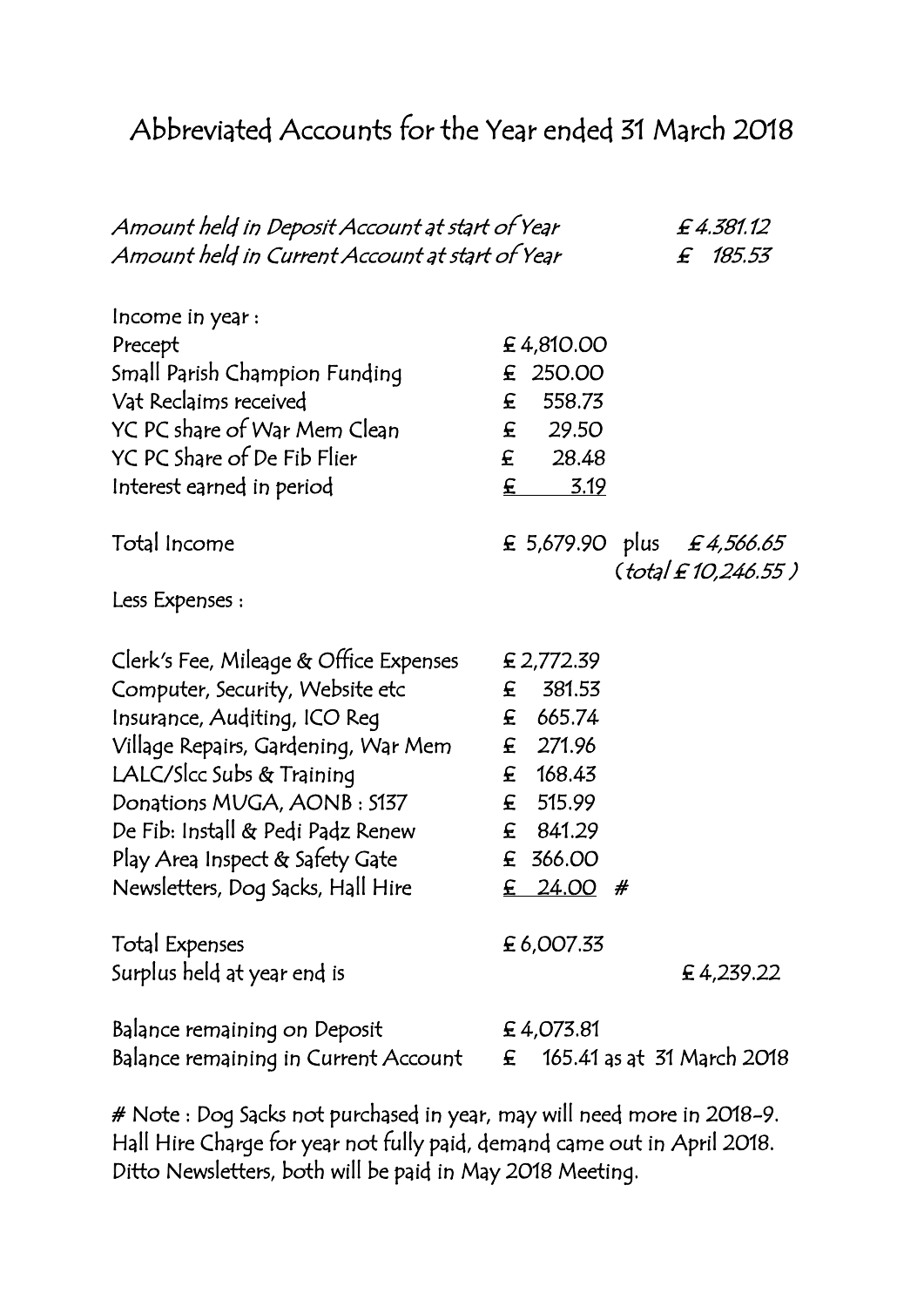# Abbreviated Accounts for the Year ended 31 March 2018

| | | |
|---|---|---|
| *Amount held in Deposit Account at start of Year* | | *£ 4.381.12* |
| *Amount held in Current Account at start of Year* | | *£ 185.53* |
| Income in year : | | |
| Precept | £ 4,810.00 | |
| Small Parish Champion Funding | £ 250.00 | |
| Vat Reclaims received | £ 558.73 | |
| YC PC share of War Mem Clean | £ 29.50 | |
| YC PC Share of De Fib Flier | £ 28.48 | |
| Interest earned in period | £ 3.19 | |
| Total Income | £ 5,679.90 plus | *£ 4,566.65* *( total £ 10,246.55 )* |
| Less Expenses : | | |
| Clerk's Fee, Mileage & Office Expenses | £ 2,772.39 | |
| Computer, Security, Website etc | £ 381.53 | |
| Insurance, Auditing, ICO Reg | £ 665.74 | |
| Village Repairs, Gardening, War Mem | £ 271.96 | |
| LALC/Slcc Subs & Training | £ 168.43 | |
| Donations MUGA, AONB : S137 | £ 515.99 | |
| De Fib: Install & Pedi Padz Renew | £ 841.29 | |
| Play Area Inspect & Safety Gate | £ 366.00 | |
| Newsletters, Dog Sacks, Hall Hire | £ 24.00 # | |
| Total Expenses | £ 6,007.33 | |
| Surplus held at year end is | | £ 4,239.22 |
| Balance remaining on Deposit | £ 4,073.81 | |
| Balance remaining in Current Account | £ 165.41 as at 31 March 2018 | |

# Note : Dog Sacks not purchased in year, may will need more in 2018-9. Hall Hire Charge for year not fully paid, demand came out in April 2018. Ditto Newsletters, both will be paid in May 2018 Meeting.